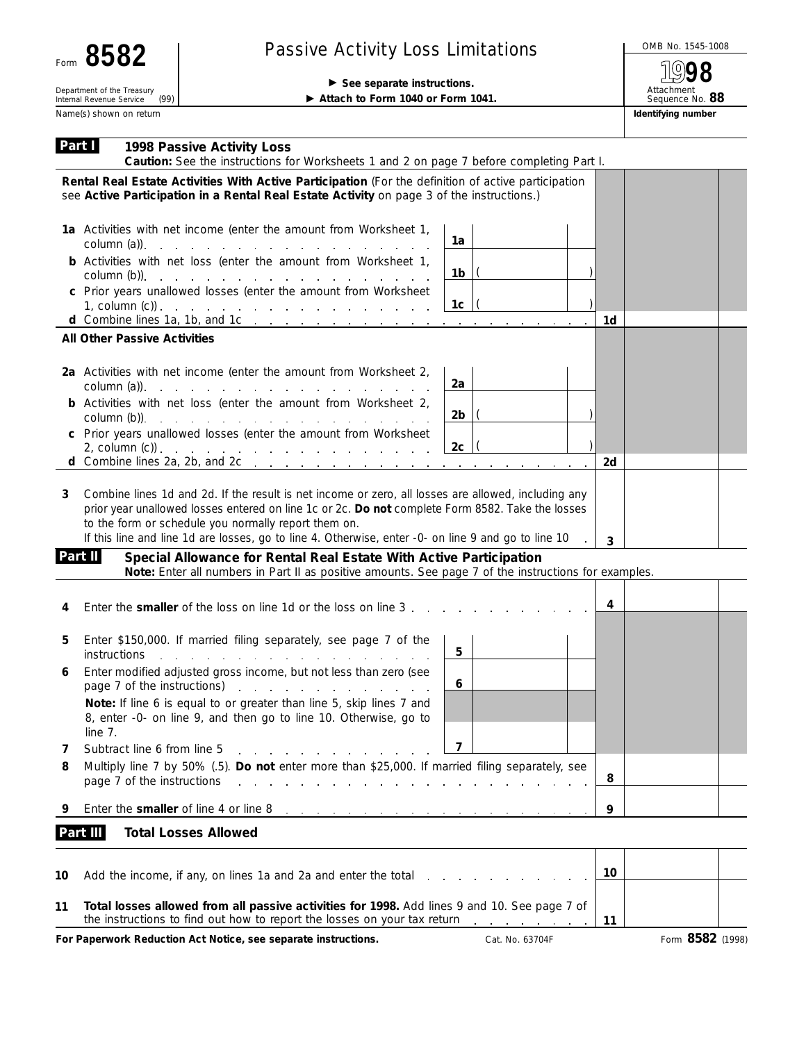Form **8582**

Department of the Treasury
Internal Revenue Service (99)

# Passive Activity Loss Limitations

▶ **See separate instructions.**

▶ **Attach to Form 1040 or Form 1041.**

OMB No. 1545-1008

**1998**

Attachment Sequence No. **88**

Name(s) shown on return | **Identifying number**

## Part I — 1998 Passive Activity Loss

**Caution:** See the instructions for Worksheets 1 and 2 on page 7 before completing Part I.

**Rental Real Estate Activities With Active Participation** (For the definition of active participation see **Active Participation in a Rental Real Estate Activity** on page 3 of the instructions.)

| Line | Description | | | | |
|---|---|---|---|---|---|
| 1a | Activities with net income (enter the amount from Worksheet 1, column (a)) | 1a | | | |
| b | Activities with net loss (enter the amount from Worksheet 1, column (b)) | 1b | ( ) | | |
| c | Prior years unallowed losses (enter the amount from Worksheet 1, column (c)) | 1c | ( ) | | |
| d | Combine lines 1a, 1b, and 1c | | | 1d | |

**All Other Passive Activities**

| Line | Description | | | | |
|---|---|---|---|---|---|
| 2a | Activities with net income (enter the amount from Worksheet 2, column (a)) | 2a | | | |
| b | Activities with net loss (enter the amount from Worksheet 2, column (b)) | 2b | ( ) | | |
| c | Prior years unallowed losses (enter the amount from Worksheet 2, column (c)) | 2c | ( ) | | |
| d | Combine lines 2a, 2b, and 2c | | | 2d | |

| Line | Description | | |
|---|---|---|---|
| 3 | Combine lines 1d and 2d. If the result is net income or zero, all losses are allowed, including any prior year unallowed losses entered on line 1c or 2c. **Do not** complete Form 8582. Take the losses to the form or schedule you normally report them on. If this line and line 1d are losses, go to line 4. Otherwise, enter -0- on line 9 and go to line 10 | 3 | |

## Part II — Special Allowance for Rental Real Estate With Active Participation

**Note:** Enter all numbers in Part II as positive amounts. See page 7 of the instructions for examples.

| Line | Description | | | | |
|---|---|---|---|---|---|
| 4 | Enter the **smaller** of the loss on line 1d or the loss on line 3 | | | 4 | |
| 5 | Enter $150,000. If married filing separately, see page 7 of the instructions | 5 | | | |
| 6 | Enter modified adjusted gross income, but not less than zero (see page 7 of the instructions) | 6 | | | |
| | **Note:** If line 6 is equal to or greater than line 5, skip lines 7 and 8, enter -0- on line 9, and then go to line 10. Otherwise, go to line 7. | | | | |
| 7 | Subtract line 6 from line 5 | 7 | | | |
| 8 | Multiply line 7 by 50% (.5). **Do not** enter more than $25,000. If married filing separately, see page 7 of the instructions | | | 8 | |
| 9 | Enter the **smaller** of line 4 or line 8 | | | 9 | |

## Part III — Total Losses Allowed

| Line | Description | | |
|---|---|---|---|
| 10 | Add the income, if any, on lines 1a and 2a and enter the total | 10 | |
| 11 | **Total losses allowed from all passive activities for 1998.** Add lines 9 and 10. See page 7 of the instructions to find out how to report the losses on your tax return | 11 | |

**For Paperwork Reduction Act Notice, see separate instructions.** Cat. No. 63704F Form **8582** (1998)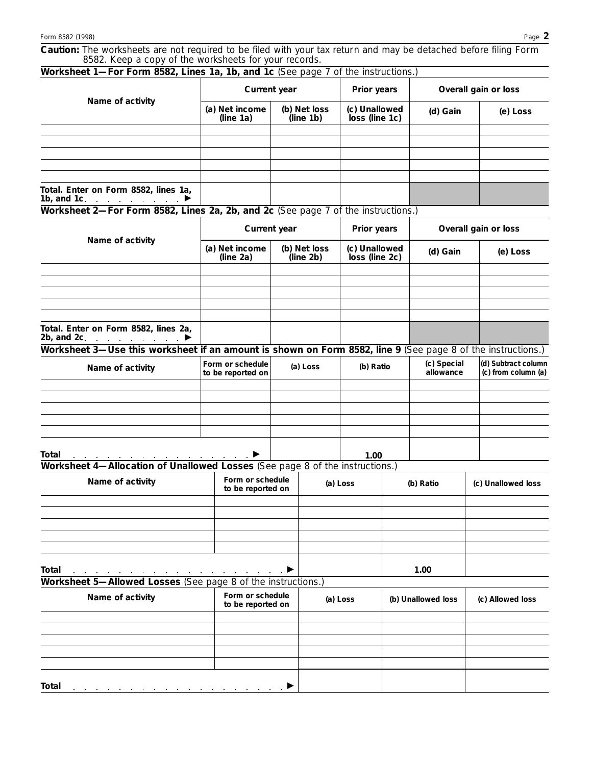**Caution:** The worksheets are not required to be filed with your tax return and may be detached before filing Form 8582. Keep a copy of the worksheets for your records.

### Worksheet 1—For Form 8582, Lines 1a, 1b, and 1c (See page 7 of the instructions.)

| Name of activity | Current year | | Prior years | Overall gain or loss | |
|---|---|---|---|---|---|
| | (a) Net income (line 1a) | (b) Net loss (line 1b) | (c) Unallowed loss (line 1c) | (d) Gain | (e) Loss |
| | | | | | |
| | | | | | |
| | | | | | |
| | | | | | |
| | | | | | |
| Total. Enter on Form 8582, lines 1a, 1b, and 1c . . . . . . . . . ▶ | | | | | |

### Worksheet 2—For Form 8582, Lines 2a, 2b, and 2c (See page 7 of the instructions.)

| Name of activity | Current year | | Prior years | Overall gain or loss | |
|---|---|---|---|---|---|
| | (a) Net income (line 2a) | (b) Net loss (line 2b) | (c) Unallowed loss (line 2c) | (d) Gain | (e) Loss |
| | | | | | |
| | | | | | |
| | | | | | |
| | | | | | |
| | | | | | |
| Total. Enter on Form 8582, lines 2a, 2b, and 2c . . . . . . . . . ▶ | | | | | |

### Worksheet 3—Use this worksheet if an amount is shown on Form 8582, line 9 (See page 8 of the instructions.)

| Name of activity | Form or schedule to be reported on | (a) Loss | (b) Ratio | (c) Special allowance | (d) Subtract column (c) from column (a) |
|---|---|---|---|---|---|
| | | | | | |
| | | | | | |
| | | | | | |
| | | | | | |
| | | | | | |
| Total . . . . . . . . . . . . . . . . . . ▶ | | | 1.00 | | |

### Worksheet 4—Allocation of Unallowed Losses (See page 8 of the instructions.)

| Name of activity | Form or schedule to be reported on | (a) Loss | (b) Ratio | (c) Unallowed loss |
|---|---|---|---|---|
| | | | | |
| | | | | |
| | | | | |
| | | | | |
| | | | | |
| Total . . . . . . . . . . . . . . . . . . . . . . ▶ | | | 1.00 | |

### Worksheet 5—Allowed Losses (See page 8 of the instructions.)

| Name of activity | Form or schedule to be reported on | (a) Loss | (b) Unallowed loss | (c) Allowed loss |
|---|---|---|---|---|
| | | | | |
| | | | | |
| | | | | |
| | | | | |
| | | | | |
| Total . . . . . . . . . . . . . . . . . . . . . . ▶ | | | | |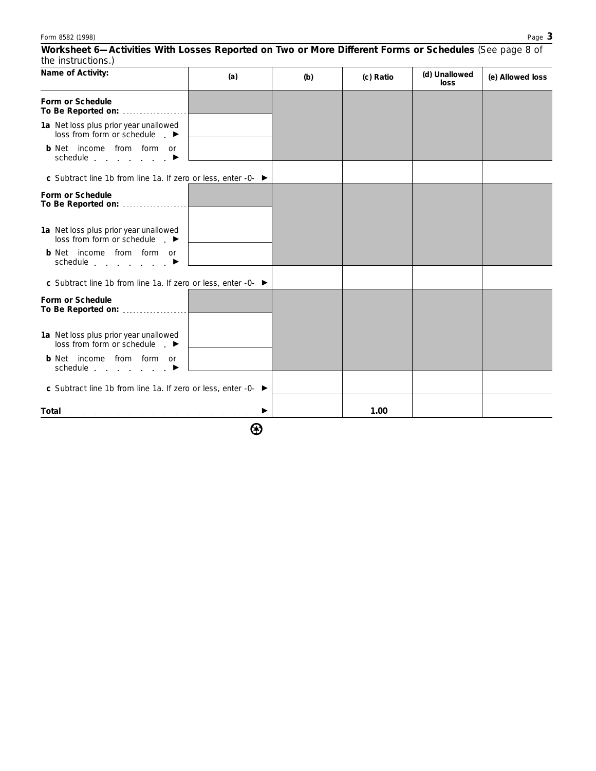**Worksheet 6—Activities With Losses Reported on Two or More Different Forms or Schedules** (See page 8 of the instructions.)

| Name of Activity: | (a) | (b) | (c) Ratio | (d) Unallowed loss | (e) Allowed loss |
|---|---|---|---|---|---|
| **Form or Schedule To Be Reported on:** | | | | | |
| **1a** Net loss plus prior year unallowed loss from form or schedule ▶ | | | | | |
| **b** Net income from form or schedule ▶ | | | | | |
| **c** Subtract line 1b from line 1a. If zero or less, enter -0- ▶ | | | | | |
| **Form or Schedule To Be Reported on:** | | | | | |
| **1a** Net loss plus prior year unallowed loss from form or schedule ▶ | | | | | |
| **b** Net income from form or schedule ▶ | | | | | |
| **c** Subtract line 1b from line 1a. If zero or less, enter -0- ▶ | | | | | |
| **Form or Schedule To Be Reported on:** | | | | | |
| **1a** Net loss plus prior year unallowed loss from form or schedule ▶ | | | | | |
| **b** Net income from form or schedule ▶ | | | | | |
| **c** Subtract line 1b from line 1a. If zero or less, enter -0- ▶ | | | | | |
| **Total** ▶ | | | 1.00 | | |